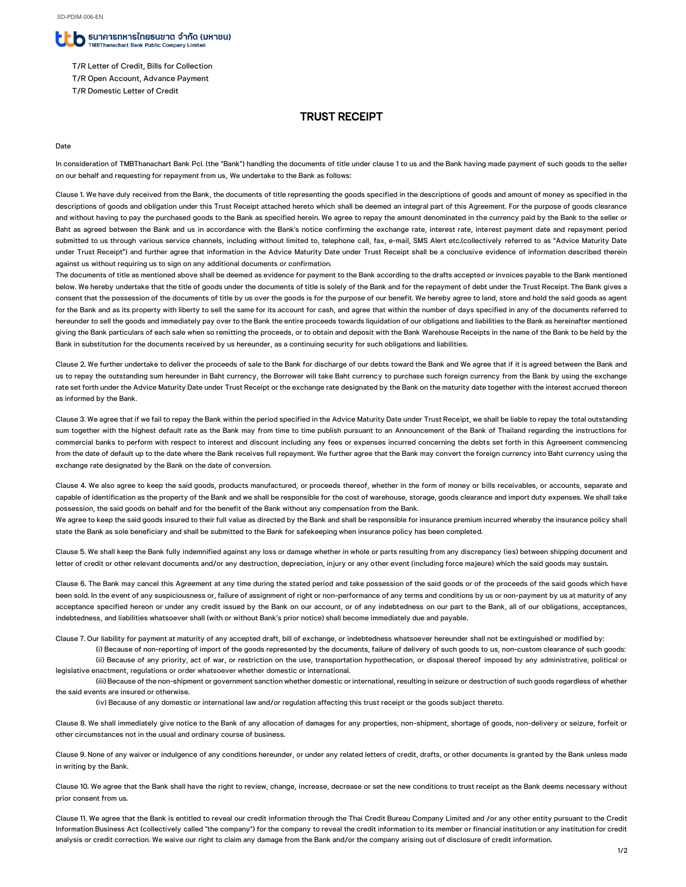SD-PDIM-006-EN

ธนาคารทหารไทยธนชาต จำกัด (มหาชน)
TMBThanachart Bank Public Company Limited

T/R Letter of Credit, Bills for Collection
T/R Open Account, Advance Payment
T/R Domestic Letter of Credit

# TRUST RECEIPT

Date

In consideration of TMBThanachart Bank Pcl. (the "Bank") handling the documents of title under clause 1 to us and the Bank having made payment of such goods to the seller on our behalf and requesting for repayment from us, We undertake to the Bank as follows:

Clause 1. We have duly received from the Bank, the documents of title representing the goods specified in the descriptions of goods and amount of money as specified in the descriptions of goods and obligation under this Trust Receipt attached hereto which shall be deemed an integral part of this Agreement. For the purpose of goods clearance and without having to pay the purchased goods to the Bank as specified herein. We agree to repay the amount denominated in the currency paid by the Bank to the seller or Baht as agreed between the Bank and us in accordance with the Bank's notice confirming the exchange rate, interest rate, interest payment date and repayment period submitted to us through various service channels, including without limited to, telephone call, fax, e-mail, SMS Alert etc.(collectively referred to as "Advice Maturity Date under Trust Receipt") and further agree that information in the Advice Maturity Date under Trust Receipt shall be a conclusive evidence of information described therein against us without requiring us to sign on any additional documents or confirmation.
The documents of title as mentioned above shall be deemed as evidence for payment to the Bank according to the drafts accepted or invoices payable to the Bank mentioned below. We hereby undertake that the title of goods under the documents of title is solely of the Bank and for the repayment of debt under the Trust Receipt. The Bank gives a consent that the possession of the documents of title by us over the goods is for the purpose of our benefit. We hereby agree to land, store and hold the said goods as agent for the Bank and as its property with liberty to sell the same for its account for cash, and agree that within the number of days specified in any of the documents referred to hereunder to sell the goods and immediately pay over to the Bank the entire proceeds towards liquidation of our obligations and liabilities to the Bank as hereinafter mentioned giving the Bank particulars of each sale when so remitting the proceeds, or to obtain and deposit with the Bank Warehouse Receipts in the name of the Bank to be held by the Bank in substitution for the documents received by us hereunder, as a continuing security for such obligations and liabilities.

Clause 2. We further undertake to deliver the proceeds of sale to the Bank for discharge of our debts toward the Bank and We agree that if it is agreed between the Bank and us to repay the outstanding sum hereunder in Baht currency, the Borrower will take Baht currency to purchase such foreign currency from the Bank by using the exchange rate set forth under the Advice Maturity Date under Trust Receipt or the exchange rate designated by the Bank on the maturity date together with the interest accrued thereon as informed by the Bank.

Clause 3. We agree that if we fail to repay the Bank within the period specified in the Advice Maturity Date under Trust Receipt, we shall be liable to repay the total outstanding sum together with the highest default rate as the Bank may from time to time publish pursuant to an Announcement of the Bank of Thailand regarding the instructions for commercial banks to perform with respect to interest and discount including any fees or expenses incurred concerning the debts set forth in this Agreement commencing from the date of default up to the date where the Bank receives full repayment. We further agree that the Bank may convert the foreign currency into Baht currency using the exchange rate designated by the Bank on the date of conversion.

Clause 4. We also agree to keep the said goods, products manufactured, or proceeds thereof, whether in the form of money or bills receivables, or accounts, separate and capable of identification as the property of the Bank and we shall be responsible for the cost of warehouse, storage, goods clearance and import duty expenses. We shall take possession, the said goods on behalf and for the benefit of the Bank without any compensation from the Bank.
We agree to keep the said goods insured to their full value as directed by the Bank and shall be responsible for insurance premium incurred whereby the insurance policy shall state the Bank as sole beneficiary and shall be submitted to the Bank for safekeeping when insurance policy has been completed.

Clause 5. We shall keep the Bank fully indemnified against any loss or damage whether in whole or parts resulting from any discrepancy (ies) between shipping document and letter of credit or other relevant documents and/or any destruction, depreciation, injury or any other event (including force majeure) which the said goods may sustain.

Clause 6. The Bank may cancel this Agreement at any time during the stated period and take possession of the said goods or of the proceeds of the said goods which have been sold. In the event of any suspiciousness or, failure of assignment of right or non-performance of any terms and conditions by us or non-payment by us at maturity of any acceptance specified hereon or under any credit issued by the Bank on our account, or of any indebtedness on our part to the Bank, all of our obligations, acceptances, indebtedness, and liabilities whatsoever shall (with or without Bank's prior notice) shall become immediately due and payable.

Clause 7. Our liability for payment at maturity of any accepted draft, bill of exchange, or indebtedness whatsoever hereunder shall not be extinguished or modified by:

(i) Because of non-reporting of import of the goods represented by the documents, failure of delivery of such goods to us, non-custom clearance of such goods:

(ii) Because of any priority, act of war, or restriction on the use, transportation hypothecation, or disposal thereof imposed by any administrative, political or legislative enactment, regulations or order whatsoever whether domestic or international.

(iii) Because of the non-shipment or government sanction whether domestic or international, resulting in seizure or destruction of such goods regardless of whether the said events are insured or otherwise.

(iv) Because of any domestic or international law and/or regulation affecting this trust receipt or the goods subject thereto.

Clause 8. We shall immediately give notice to the Bank of any allocation of damages for any properties, non-shipment, shortage of goods, non-delivery or seizure, forfeit or other circumstances not in the usual and ordinary course of business.

Clause 9. None of any waiver or indulgence of any conditions hereunder, or under any related letters of credit, drafts, or other documents is granted by the Bank unless made in writing by the Bank.

Clause 10. We agree that the Bank shall have the right to review, change, increase, decrease or set the new conditions to trust receipt as the Bank deems necessary without prior consent from us.

Clause 11. We agree that the Bank is entitled to reveal our credit information through the Thai Credit Bureau Company Limited and /or any other entity pursuant to the Credit Information Business Act (collectively called "the company") for the company to reveal the credit information to its member or financial institution or any institution for credit analysis or credit correction. We waive our right to claim any damage from the Bank and/or the company arising out of disclosure of credit information.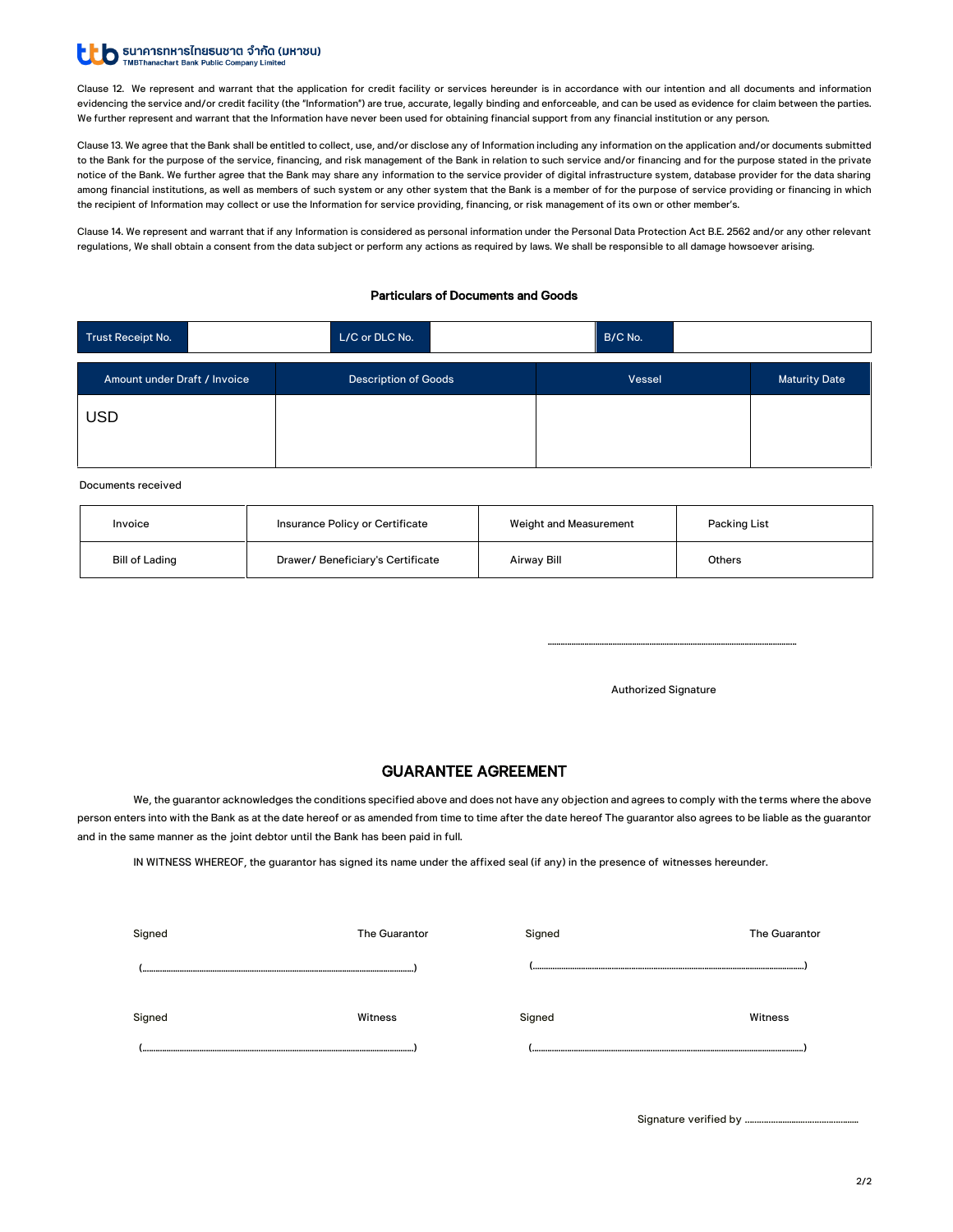ธนาคารทหารไทยธนชาต จำกัด (มหาชน)
TMBThanachart Bank Public Company Limited

Clause 12. We represent and warrant that the application for credit facility or services hereunder is in accordance with our intention and all documents and information evidencing the service and/or credit facility (the "Information") are true, accurate, legally binding and enforceable, and can be used as evidence for claim between the parties. We further represent and warrant that the Information have never been used for obtaining financial support from any financial institution or any person.

Clause 13. We agree that the Bank shall be entitled to collect, use, and/or disclose any of Information including any information on the application and/or documents submitted to the Bank for the purpose of the service, financing, and risk management of the Bank in relation to such service and/or financing and for the purpose stated in the private notice of the Bank. We further agree that the Bank may share any information to the service provider of digital infrastructure system, database provider for the data sharing among financial institutions, as well as members of such system or any other system that the Bank is a member of for the purpose of service providing or financing in which the recipient of Information may collect or use the Information for service providing, financing, or risk management of its own or other member's.

Clause 14. We represent and warrant that if any Information is considered as personal information under the Personal Data Protection Act B.E. 2562 and/or any other relevant regulations, We shall obtain a consent from the data subject or perform any actions as required by laws. We shall be responsible to all damage howsoever arising.

### Particulars of Documents and Goods

| Trust Receipt No. | | L/C or DLC No. | | B/C No. | |
|---|---|---|---|---|---|

| Amount under Draft / Invoice | Description of Goods | Vessel | Maturity Date |
|---|---|---|---|
| USD | | | |

Documents received

| | | | |
|---|---|---|---|
| Invoice | Insurance Policy or Certificate | Weight and Measurement | Packing List |
| Bill of Lading | Drawer/ Beneficiary's Certificate | Airway Bill | Others |

..............................................................................................

Authorized Signature

## GUARANTEE AGREEMENT

We, the guarantor acknowledges the conditions specified above and does not have any objection and agrees to comply with the terms where the above person enters into with the Bank as at the date hereof or as amended from time to time after the date hereof The guarantor also agrees to be liable as the guarantor and in the same manner as the joint debtor until the Bank has been paid in full.

IN WITNESS WHEREOF, the guarantor has signed its name under the affixed seal (if any) in the presence of witnesses hereunder.

Signed The Guarantor

(..............................................................................................)

Signed The Guarantor

(..............................................................................................)

Signed Witness

(..............................................................................................)

Signed Witness

(..............................................................................................)

Signature verified by ................................................